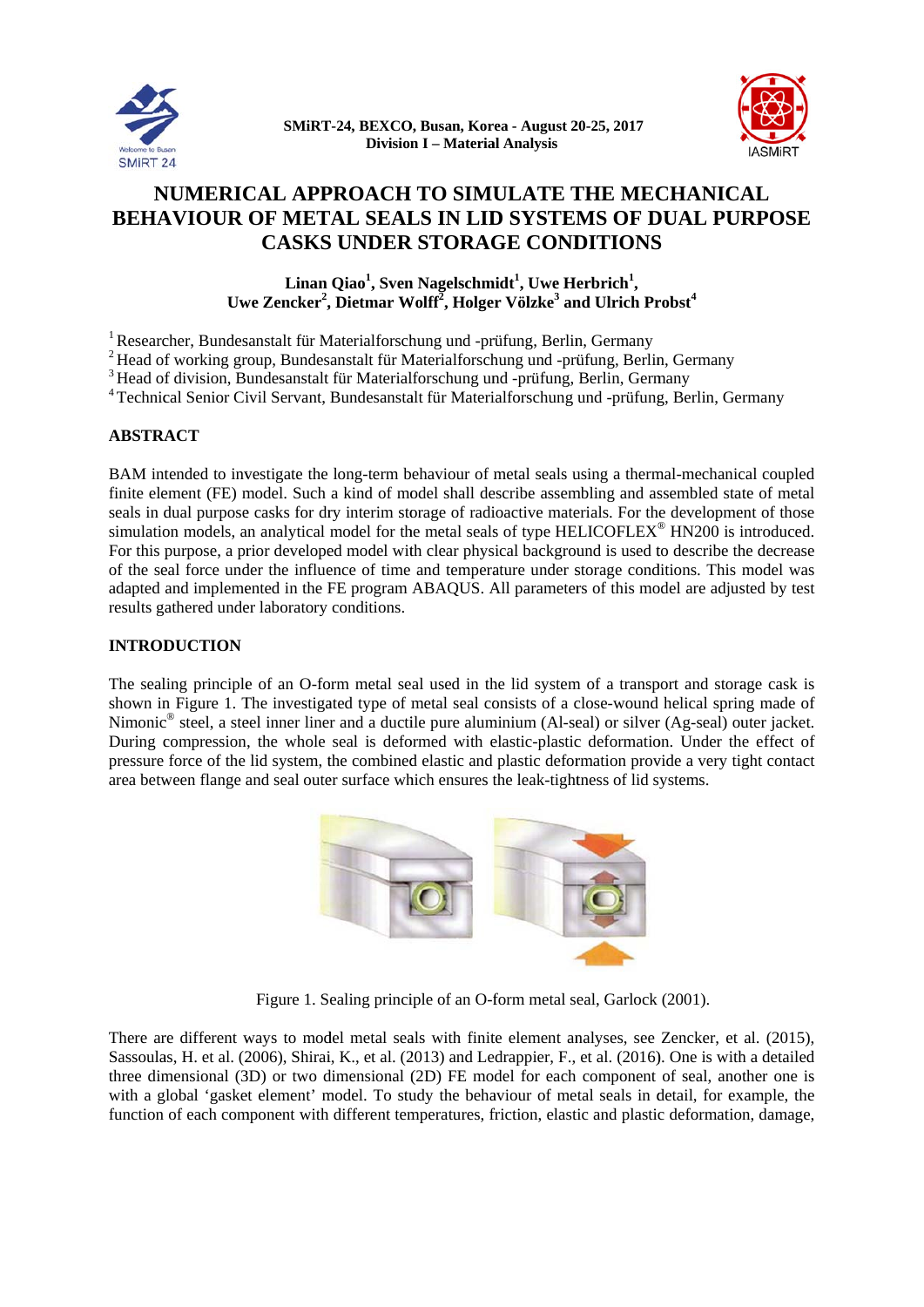SMiRT-24, BEXCO, Busan, Korea - August 20-25, 2017
Division I – Material Analysis

# NUMERICAL APPROACH TO SIMULATE THE MECHANICAL BEHAVIOUR OF METAL SEALS IN LID SYSTEMS OF DUAL PURPOSE CASKS UNDER STORAGE CONDITIONS

**Linan Qiao[1], Sven Nagelschmidt[1], Uwe Herbrich[1], Uwe Zencker[2], Dietmar Wolff[2], Holger Völzke[3] and Ulrich Probst[4]**

[1] Researcher, Bundesanstalt für Materialforschung und -prüfung, Berlin, Germany
[2] Head of working group, Bundesanstalt für Materialforschung und -prüfung, Berlin, Germany
[3] Head of division, Bundesanstalt für Materialforschung und -prüfung, Berlin, Germany
[4] Technical Senior Civil Servant, Bundesanstalt für Materialforschung und -prüfung, Berlin, Germany

## ABSTRACT

BAM intended to investigate the long-term behaviour of metal seals using a thermal-mechanical coupled finite element (FE) model. Such a kind of model shall describe assembling and assembled state of metal seals in dual purpose casks for dry interim storage of radioactive materials. For the development of those simulation models, an analytical model for the metal seals of type HELICOFLEX® HN200 is introduced. For this purpose, a prior developed model with clear physical background is used to describe the decrease of the seal force under the influence of time and temperature under storage conditions. This model was adapted and implemented in the FE program ABAQUS. All parameters of this model are adjusted by test results gathered under laboratory conditions.

## INTRODUCTION

The sealing principle of an O-form metal seal used in the lid system of a transport and storage cask is shown in Figure 1. The investigated type of metal seal consists of a close-wound helical spring made of Nimonic® steel, a steel inner liner and a ductile pure aluminium (Al-seal) or silver (Ag-seal) outer jacket. During compression, the whole seal is deformed with elastic-plastic deformation. Under the effect of pressure force of the lid system, the combined elastic and plastic deformation provide a very tight contact area between flange and seal outer surface which ensures the leak-tightness of lid systems.

Figure 1. Sealing principle of an O-form metal seal, Garlock (2001).

There are different ways to model metal seals with finite element analyses, see Zencker, et al. (2015), Sassoulas, H. et al. (2006), Shirai, K., et al. (2013) and Ledrappier, F., et al. (2016). One is with a detailed three dimensional (3D) or two dimensional (2D) FE model for each component of seal, another one is with a global 'gasket element' model. To study the behaviour of metal seals in detail, for example, the function of each component with different temperatures, friction, elastic and plastic deformation, damage,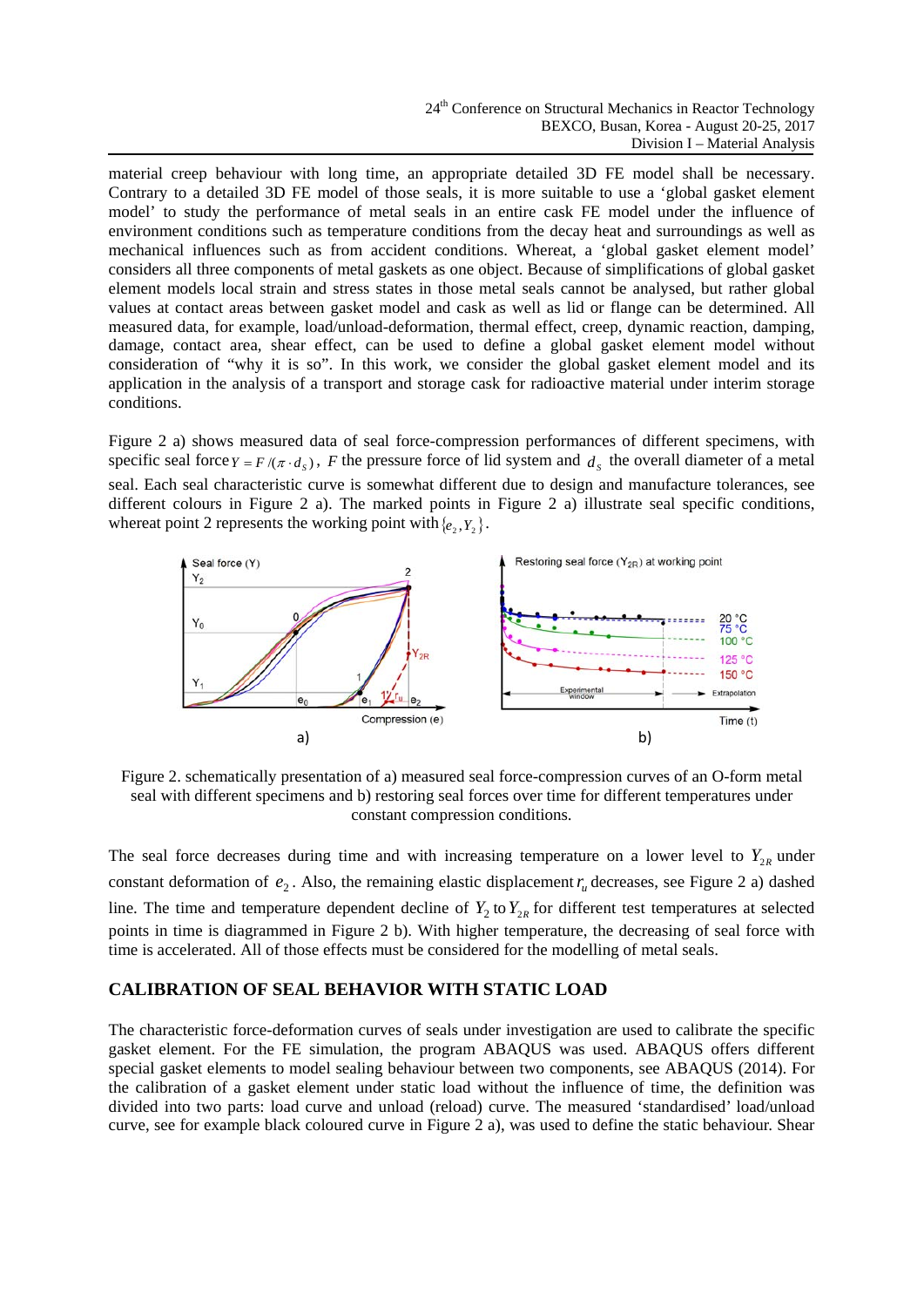material creep behaviour with long time, an appropriate detailed 3D FE model shall be necessary. Contrary to a detailed 3D FE model of those seals, it is more suitable to use a 'global gasket element model' to study the performance of metal seals in an entire cask FE model under the influence of environment conditions such as temperature conditions from the decay heat and surroundings as well as mechanical influences such as from accident conditions. Whereat, a 'global gasket element model' considers all three components of metal gaskets as one object. Because of simplifications of global gasket element models local strain and stress states in those metal seals cannot be analysed, but rather global values at contact areas between gasket model and cask as well as lid or flange can be determined. All measured data, for example, load/unload-deformation, thermal effect, creep, dynamic reaction, damping, damage, contact area, shear effect, can be used to define a global gasket element model without consideration of "why it is so". In this work, we consider the global gasket element model and its application in the analysis of a transport and storage cask for radioactive material under interim storage conditions.

Figure 2 a) shows measured data of seal force-compression performances of different specimens, with specific seal force $Y = F/(\pi \cdot d_S)$, $F$ the pressure force of lid system and $d_S$ the overall diameter of a metal seal. Each seal characteristic curve is somewhat different due to design and manufacture tolerances, see different colours in Figure 2 a). The marked points in Figure 2 a) illustrate seal specific conditions, whereat point 2 represents the working point with $\{e_2, Y_2\}$.

Figure 2. schematically presentation of a) measured seal force-compression curves of an O-form metal seal with different specimens and b) restoring seal forces over time for different temperatures under constant compression conditions.

The seal force decreases during time and with increasing temperature on a lower level to $Y_{2R}$ under constant deformation of $e_2$. Also, the remaining elastic displacement $r_u$ decreases, see Figure 2 a) dashed line. The time and temperature dependent decline of $Y_2$ to $Y_{2R}$ for different test temperatures at selected points in time is diagrammed in Figure 2 b). With higher temperature, the decreasing of seal force with time is accelerated. All of those effects must be considered for the modelling of metal seals.

## CALIBRATION OF SEAL BEHAVIOR WITH STATIC LOAD

The characteristic force-deformation curves of seals under investigation are used to calibrate the specific gasket element. For the FE simulation, the program ABAQUS was used. ABAQUS offers different special gasket elements to model sealing behaviour between two components, see ABAQUS (2014). For the calibration of a gasket element under static load without the influence of time, the definition was divided into two parts: load curve and unload (reload) curve. The measured 'standardised' load/unload curve, see for example black coloured curve in Figure 2 a), was used to define the static behaviour. Shear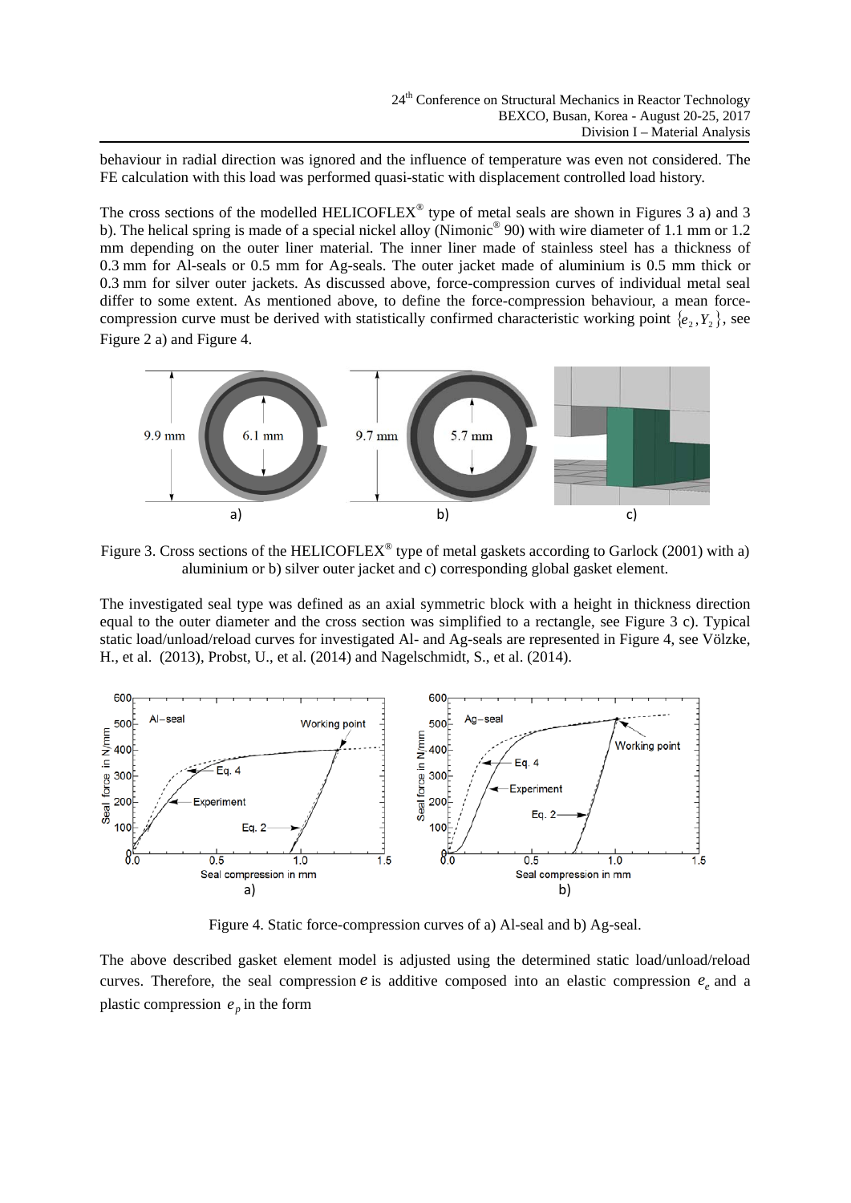behaviour in radial direction was ignored and the influence of temperature was even not considered. The FE calculation with this load was performed quasi-static with displacement controlled load history.

The cross sections of the modelled HELICOFLEX® type of metal seals are shown in Figures 3 a) and 3 b). The helical spring is made of a special nickel alloy (Nimonic® 90) with wire diameter of 1.1 mm or 1.2 mm depending on the outer liner material. The inner liner made of stainless steel has a thickness of 0.3 mm for Al-seals or 0.5 mm for Ag-seals. The outer jacket made of aluminium is 0.5 mm thick or 0.3 mm for silver outer jackets. As discussed above, force-compression curves of individual metal seal differ to some extent. As mentioned above, to define the force-compression behaviour, a mean force-compression curve must be derived with statistically confirmed characteristic working point $\{e_2, Y_2\}$, see Figure 2 a) and Figure 4.

Figure 3. Cross sections of the HELICOFLEX® type of metal gaskets according to Garlock (2001) with a) aluminium or b) silver outer jacket and c) corresponding global gasket element.

The investigated seal type was defined as an axial symmetric block with a height in thickness direction equal to the outer diameter and the cross section was simplified to a rectangle, see Figure 3 c). Typical static load/unload/reload curves for investigated Al- and Ag-seals are represented in Figure 4, see Völzke, H., et al. (2013), Probst, U., et al. (2014) and Nagelschmidt, S., et al. (2014).

Figure 4. Static force-compression curves of a) Al-seal and b) Ag-seal.

The above described gasket element model is adjusted using the determined static load/unload/reload curves. Therefore, the seal compression $e$ is additive composed into an elastic compression $e_e$ and a plastic compression $e_p$ in the form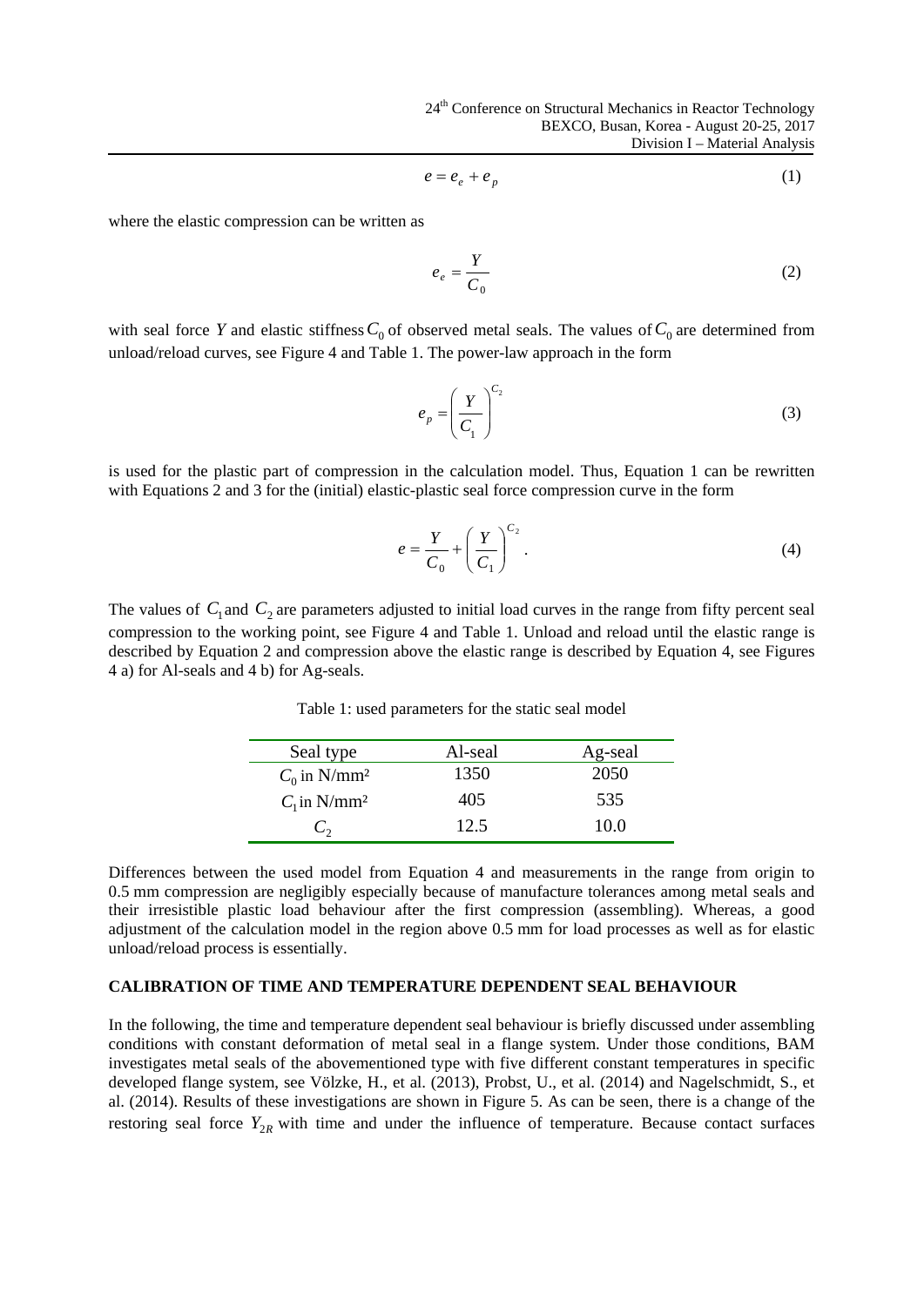$$e = e_e + e_p \tag{1}$$

where the elastic compression can be written as

$$e_e = \frac{Y}{C_0} \tag{2}$$

with seal force $Y$ and elastic stiffness $C_0$ of observed metal seals. The values of $C_0$ are determined from unload/reload curves, see Figure 4 and Table 1. The power-law approach in the form

$$e_p = \left(\frac{Y}{C_1}\right)^{C_2} \tag{3}$$

is used for the plastic part of compression in the calculation model. Thus, Equation 1 can be rewritten with Equations 2 and 3 for the (initial) elastic-plastic seal force compression curve in the form

$$e = \frac{Y}{C_0} + \left(\frac{Y}{C_1}\right)^{C_2}. \tag{4}$$

The values of $C_1$ and $C_2$ are parameters adjusted to initial load curves in the range from fifty percent seal compression to the working point, see Figure 4 and Table 1. Unload and reload until the elastic range is described by Equation 2 and compression above the elastic range is described by Equation 4, see Figures 4 a) for Al-seals and 4 b) for Ag-seals.

Table 1: used parameters for the static seal model

| Seal type | Al-seal | Ag-seal |
|---|---|---|
| $C_0$ in N/mm² | 1350 | 2050 |
| $C_1$ in N/mm² | 405 | 535 |
| $C_2$ | 12.5 | 10.0 |

Differences between the used model from Equation 4 and measurements in the range from origin to 0.5 mm compression are negligibly especially because of manufacture tolerances among metal seals and their irresistible plastic load behaviour after the first compression (assembling). Whereas, a good adjustment of the calculation model in the region above 0.5 mm for load processes as well as for elastic unload/reload process is essentially.

## CALIBRATION OF TIME AND TEMPERATURE DEPENDENT SEAL BEHAVIOUR

In the following, the time and temperature dependent seal behaviour is briefly discussed under assembling conditions with constant deformation of metal seal in a flange system. Under those conditions, BAM investigates metal seals of the abovementioned type with five different constant temperatures in specific developed flange system, see Völzke, H., et al. (2013), Probst, U., et al. (2014) and Nagelschmidt, S., et al. (2014). Results of these investigations are shown in Figure 5. As can be seen, there is a change of the restoring seal force $Y_{2R}$ with time and under the influence of temperature. Because contact surfaces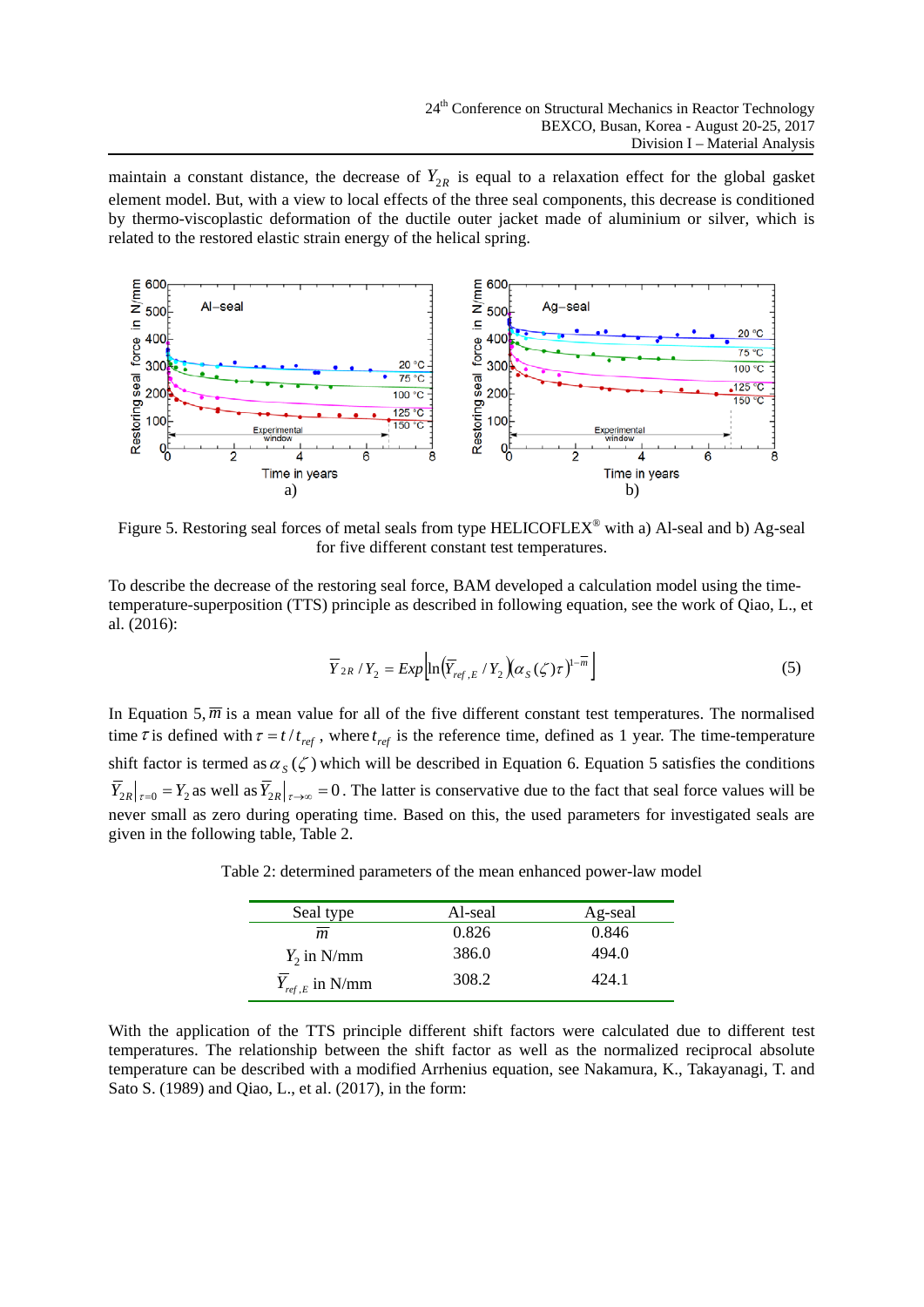maintain a constant distance, the decrease of $Y_{2R}$ is equal to a relaxation effect for the global gasket element model. But, with a view to local effects of the three seal components, this decrease is conditioned by thermo-viscoplastic deformation of the ductile outer jacket made of aluminium or silver, which is related to the restored elastic strain energy of the helical spring.

Figure 5. Restoring seal forces of metal seals from type HELICOFLEX® with a) Al-seal and b) Ag-seal for five different constant test temperatures.

To describe the decrease of the restoring seal force, BAM developed a calculation model using the time-temperature-superposition (TTS) principle as described in following equation, see the work of Qiao, L., et al. (2016):

$$\overline{Y}_{2R}/Y_2 = Exp\left[\ln\left(\overline{Y}_{ref,E}/Y_2\right)\left(\alpha_S(\zeta)\tau\right)^{1-\overline{m}}\right] \tag{5}$$

In Equation 5, $\overline{m}$ is a mean value for all of the five different constant test temperatures. The normalised time $\tau$ is defined with $\tau = t/t_{ref}$, where $t_{ref}$ is the reference time, defined as 1 year. The time-temperature shift factor is termed as $\alpha_S(\zeta)$ which will be described in Equation 6. Equation 5 satisfies the conditions $\overline{Y}_{2R}\big|_{\tau=0} = Y_2$ as well as $\overline{Y}_{2R}\big|_{\tau\to\infty} = 0$. The latter is conservative due to the fact that seal force values will be never small as zero during operating time. Based on this, the used parameters for investigated seals are given in the following table, Table 2.

Table 2: determined parameters of the mean enhanced power-law model

| Seal type | Al-seal | Ag-seal |
|---|---|---|
| $\overline{m}$ | 0.826 | 0.846 |
| $Y_2$ in N/mm | 386.0 | 494.0 |
| $\overline{Y}_{ref,E}$ in N/mm | 308.2 | 424.1 |

With the application of the TTS principle different shift factors were calculated due to different test temperatures. The relationship between the shift factor as well as the normalized reciprocal absolute temperature can be described with a modified Arrhenius equation, see Nakamura, K., Takayanagi, T. and Sato S. (1989) and Qiao, L., et al. (2017), in the form: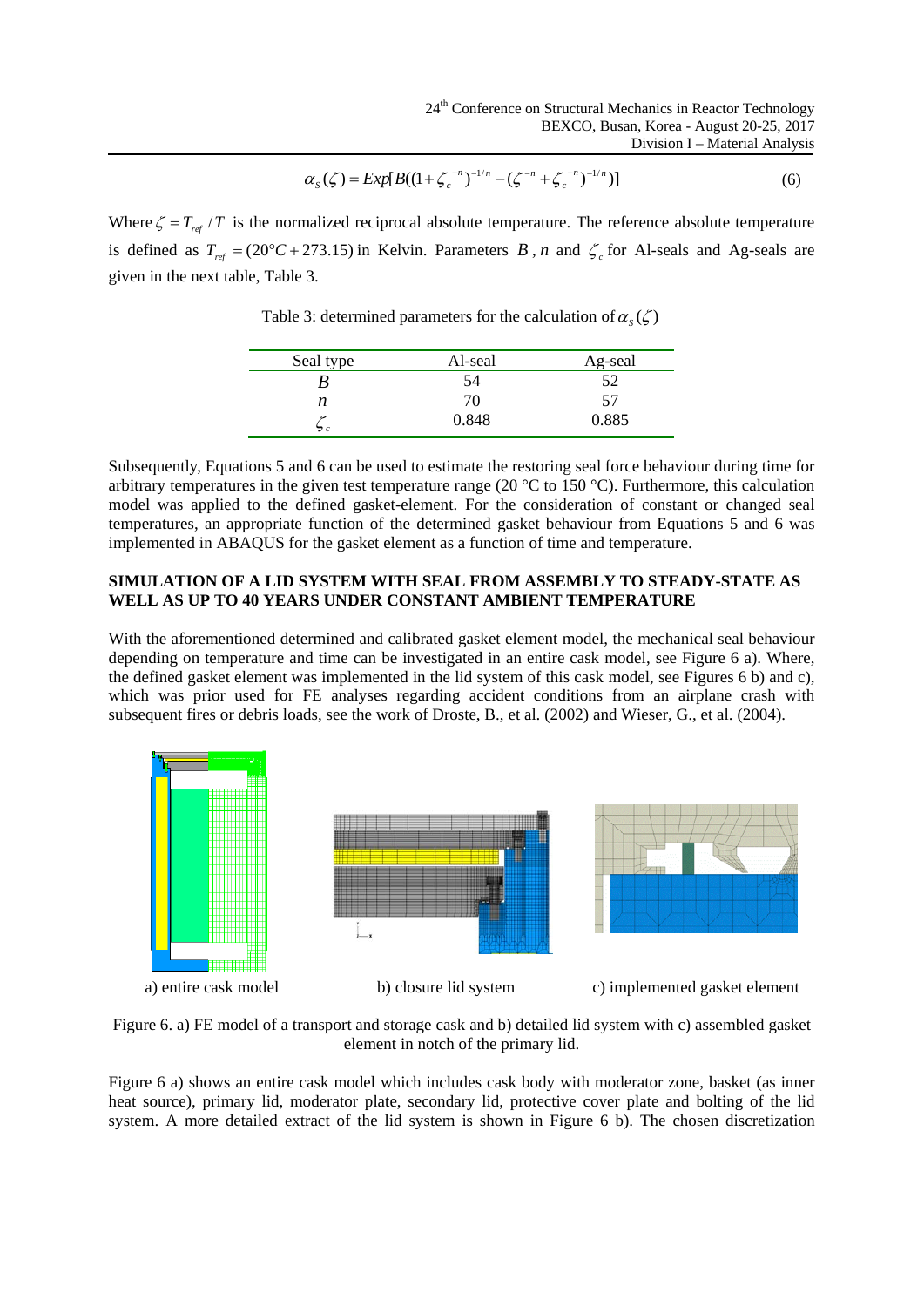$$\alpha_s(\zeta) = Exp[B((1+\zeta_c^{-n})^{-1/n} - (\zeta^{-n} + \zeta_c^{-n})^{-1/n})] \tag{6}$$

Where $\zeta = T_{ref} / T$ is the normalized reciprocal absolute temperature. The reference absolute temperature is defined as $T_{ref} = (20°C + 273.15)$ in Kelvin. Parameters $B$, $n$ and $\zeta_c$ for Al-seals and Ag-seals are given in the next table, Table 3.

Table 3: determined parameters for the calculation of $\alpha_s(\zeta)$

| Seal type | Al-seal | Ag-seal |
|---|---|---|
| $B$ | 54 | 52 |
| $n$ | 70 | 57 |
| $\zeta_c$ | 0.848 | 0.885 |

Subsequently, Equations 5 and 6 can be used to estimate the restoring seal force behaviour during time for arbitrary temperatures in the given test temperature range (20 °C to 150 °C). Furthermore, this calculation model was applied to the defined gasket-element. For the consideration of constant or changed seal temperatures, an appropriate function of the determined gasket behaviour from Equations 5 and 6 was implemented in ABAQUS for the gasket element as a function of time and temperature.

## SIMULATION OF A LID SYSTEM WITH SEAL FROM ASSEMBLY TO STEADY-STATE AS WELL AS UP TO 40 YEARS UNDER CONSTANT AMBIENT TEMPERATURE

With the aforementioned determined and calibrated gasket element model, the mechanical seal behaviour depending on temperature and time can be investigated in an entire cask model, see Figure 6 a). Where, the defined gasket element was implemented in the lid system of this cask model, see Figures 6 b) and c), which was prior used for FE analyses regarding accident conditions from an airplane crash with subsequent fires or debris loads, see the work of Droste, B., et al. (2002) and Wieser, G., et al. (2004).

a) entire cask model

b) closure lid system

c) implemented gasket element

Figure 6. a) FE model of a transport and storage cask and b) detailed lid system with c) assembled gasket element in notch of the primary lid.

Figure 6 a) shows an entire cask model which includes cask body with moderator zone, basket (as inner heat source), primary lid, moderator plate, secondary lid, protective cover plate and bolting of the lid system. A more detailed extract of the lid system is shown in Figure 6 b). The chosen discretization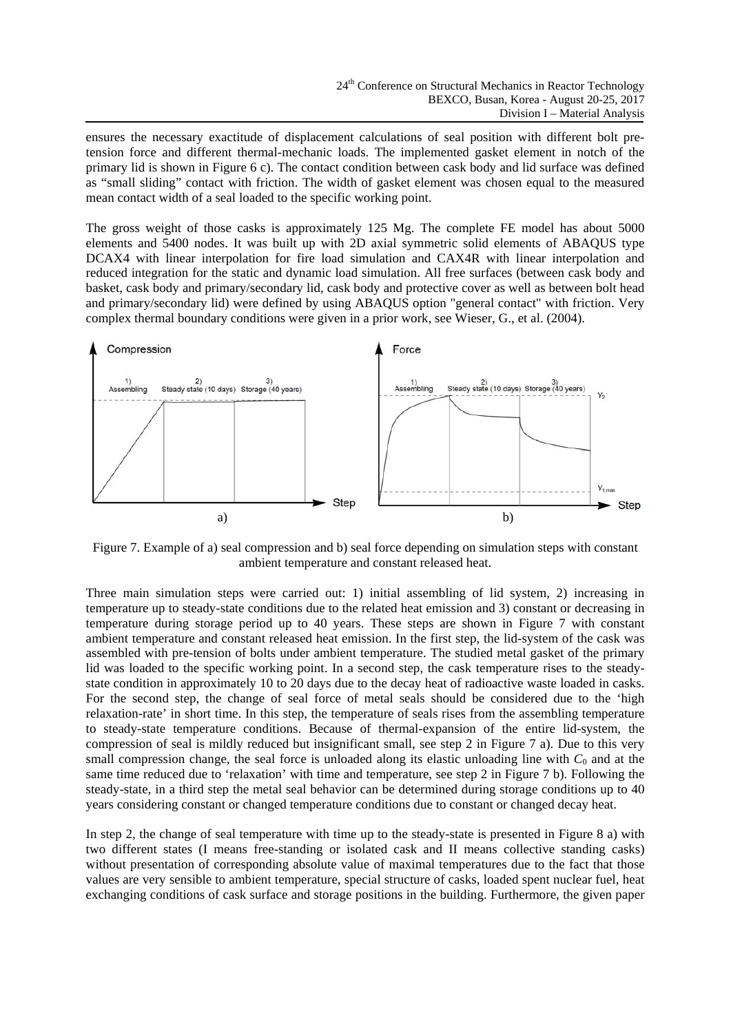ensures the necessary exactitude of displacement calculations of seal position with different bolt pre-tension force and different thermal-mechanic loads. The implemented gasket element in notch of the primary lid is shown in Figure 6 c). The contact condition between cask body and lid surface was defined as "small sliding" contact with friction. The width of gasket element was chosen equal to the measured mean contact width of a seal loaded to the specific working point.

The gross weight of those casks is approximately 125 Mg. The complete FE model has about 5000 elements and 5400 nodes. It was built up with 2D axial symmetric solid elements of ABAQUS type DCAX4 with linear interpolation for fire load simulation and CAX4R with linear interpolation and reduced integration for the static and dynamic load simulation. All free surfaces (between cask body and basket, cask body and primary/secondary lid, cask body and protective cover as well as between bolt head and primary/secondary lid) were defined by using ABAQUS option "general contact" with friction. Very complex thermal boundary conditions were given in a prior work, see Wieser, G., et al. (2004).

Figure 7. Example of a) seal compression and b) seal force depending on simulation steps with constant ambient temperature and constant released heat.

Three main simulation steps were carried out: 1) initial assembling of lid system, 2) increasing in temperature up to steady-state conditions due to the related heat emission and 3) constant or decreasing in temperature during storage period up to 40 years. These steps are shown in Figure 7 with constant ambient temperature and constant released heat emission. In the first step, the lid-system of the cask was assembled with pre-tension of bolts under ambient temperature. The studied metal gasket of the primary lid was loaded to the specific working point. In a second step, the cask temperature rises to the steady-state condition in approximately 10 to 20 days due to the decay heat of radioactive waste loaded in casks. For the second step, the change of seal force of metal seals should be considered due to the 'high relaxation-rate' in short time. In this step, the temperature of seals rises from the assembling temperature to steady-state temperature conditions. Because of thermal-expansion of the entire lid-system, the compression of seal is mildly reduced but insignificant small, see step 2 in Figure 7 a). Due to this very small compression change, the seal force is unloaded along its elastic unloading line with $C_0$ and at the same time reduced due to 'relaxation' with time and temperature, see step 2 in Figure 7 b). Following the steady-state, in a third step the metal seal behavior can be determined during storage conditions up to 40 years considering constant or changed temperature conditions due to constant or changed decay heat.

In step 2, the change of seal temperature with time up to the steady-state is presented in Figure 8 a) with two different states (I means free-standing or isolated cask and II means collective standing casks) without presentation of corresponding absolute value of maximal temperatures due to the fact that those values are very sensible to ambient temperature, special structure of casks, loaded spent nuclear fuel, heat exchanging conditions of cask surface and storage positions in the building. Furthermore, the given paper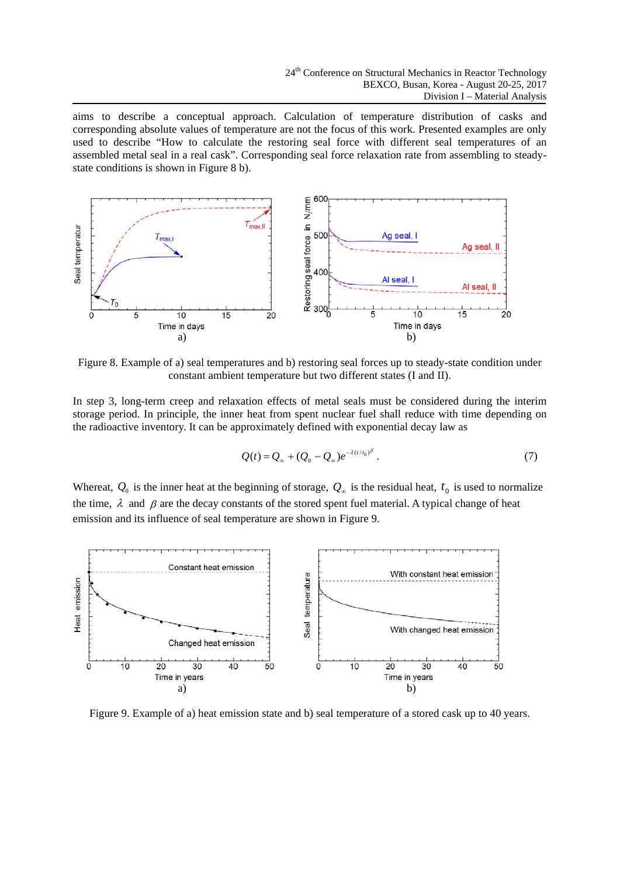aims to describe a conceptual approach. Calculation of temperature distribution of casks and corresponding absolute values of temperature are not the focus of this work. Presented examples are only used to describe "How to calculate the restoring seal force with different seal temperatures of an assembled metal seal in a real cask". Corresponding seal force relaxation rate from assembling to steady-state conditions is shown in Figure 8 b).

Figure 8. Example of a) seal temperatures and b) restoring seal forces up to steady-state condition under constant ambient temperature but two different states (I and II).

In step 3, long-term creep and relaxation effects of metal seals must be considered during the interim storage period. In principle, the inner heat from spent nuclear fuel shall reduce with time depending on the radioactive inventory. It can be approximately defined with exponential decay law as

$$Q(t) = Q_\infty + (Q_0 - Q_\infty)e^{-\lambda(t/t_0)^\beta}. \tag{7}$$

Whereat, $Q_0$ is the inner heat at the beginning of storage, $Q_\infty$ is the residual heat, $t_0$ is used to normalize the time, $\lambda$ and $\beta$ are the decay constants of the stored spent fuel material. A typical change of heat emission and its influence of seal temperature are shown in Figure 9.

Figure 9. Example of a) heat emission state and b) seal temperature of a stored cask up to 40 years.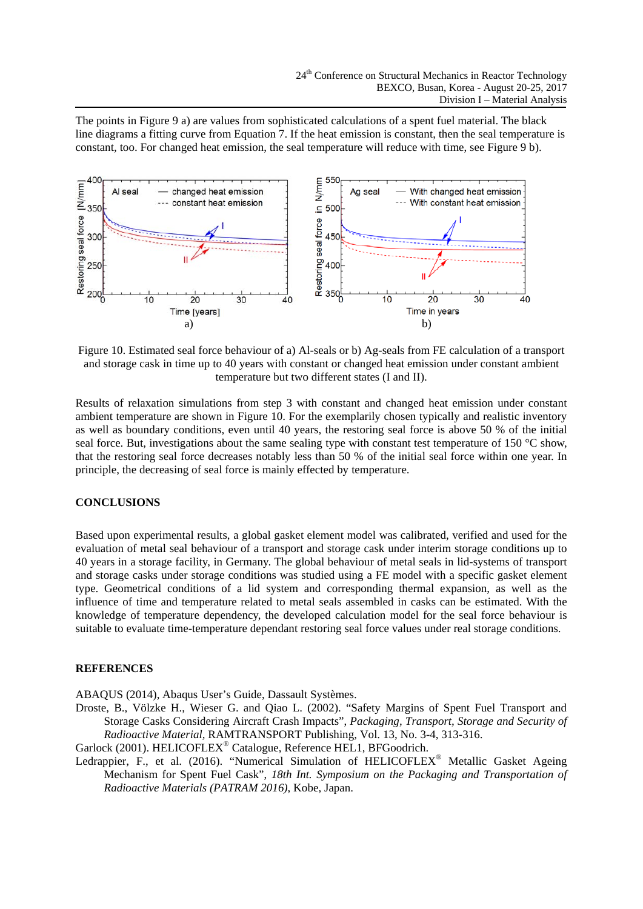The points in Figure 9 a) are values from sophisticated calculations of a spent fuel material. The black line diagrams a fitting curve from Equation 7. If the heat emission is constant, then the seal temperature is constant, too. For changed heat emission, the seal temperature will reduce with time, see Figure 9 b).

Figure 10. Estimated seal force behaviour of a) Al-seals or b) Ag-seals from FE calculation of a transport and storage cask in time up to 40 years with constant or changed heat emission under constant ambient temperature but two different states (I and II).

Results of relaxation simulations from step 3 with constant and changed heat emission under constant ambient temperature are shown in Figure 10. For the exemplarily chosen typically and realistic inventory as well as boundary conditions, even until 40 years, the restoring seal force is above 50 % of the initial seal force. But, investigations about the same sealing type with constant test temperature of 150 °C show, that the restoring seal force decreases notably less than 50 % of the initial seal force within one year. In principle, the decreasing of seal force is mainly effected by temperature.

## CONCLUSIONS

Based upon experimental results, a global gasket element model was calibrated, verified and used for the evaluation of metal seal behaviour of a transport and storage cask under interim storage conditions up to 40 years in a storage facility, in Germany. The global behaviour of metal seals in lid-systems of transport and storage casks under storage conditions was studied using a FE model with a specific gasket element type. Geometrical conditions of a lid system and corresponding thermal expansion, as well as the influence of time and temperature related to metal seals assembled in casks can be estimated. With the knowledge of temperature dependency, the developed calculation model for the seal force behaviour is suitable to evaluate time-temperature dependant restoring seal force values under real storage conditions.

## REFERENCES

ABAQUS (2014), Abaqus User's Guide, Dassault Systèmes.

Droste, B., Völzke H., Wieser G. and Qiao L. (2002). "Safety Margins of Spent Fuel Transport and Storage Casks Considering Aircraft Crash Impacts", *Packaging, Transport, Storage and Security of Radioactive Material*, RAMTRANSPORT Publishing, Vol. 13, No. 3-4, 313-316.

Garlock (2001). HELICOFLEX® Catalogue, Reference HEL1, BFGoodrich.

Ledrappier, F., et al. (2016). "Numerical Simulation of HELICOFLEX® Metallic Gasket Ageing Mechanism for Spent Fuel Cask", *18th Int. Symposium on the Packaging and Transportation of Radioactive Materials (PATRAM 2016)*, Kobe, Japan.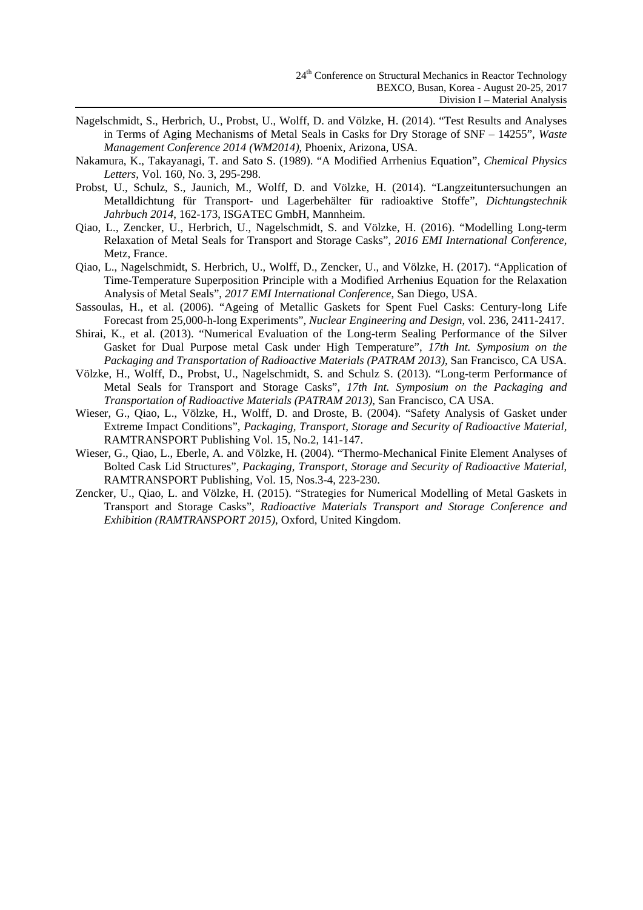Nagelschmidt, S., Herbrich, U., Probst, U., Wolff, D. and Völzke, H. (2014). "Test Results and Analyses in Terms of Aging Mechanisms of Metal Seals in Casks for Dry Storage of SNF – 14255", *Waste Management Conference 2014 (WM2014),* Phoenix, Arizona, USA.

Nakamura, K., Takayanagi, T. and Sato S. (1989). "A Modified Arrhenius Equation", *Chemical Physics Letters*, Vol. 160, No. 3, 295-298.

Probst, U., Schulz, S., Jaunich, M., Wolff, D. and Völzke, H. (2014). "Langzeituntersuchungen an Metalldichtung für Transport- und Lagerbehälter für radioaktive Stoffe", *Dichtungstechnik Jahrbuch 2014*, 162-173, ISGATEC GmbH, Mannheim.

Qiao, L., Zencker, U., Herbrich, U., Nagelschmidt, S. and Völzke, H. (2016). "Modelling Long-term Relaxation of Metal Seals for Transport and Storage Casks", *2016 EMI International Conference*, Metz, France.

Qiao, L., Nagelschmidt, S. Herbrich, U., Wolff, D., Zencker, U., and Völzke, H. (2017). "Application of Time-Temperature Superposition Principle with a Modified Arrhenius Equation for the Relaxation Analysis of Metal Seals", *2017 EMI International Conference*, San Diego, USA.

Sassoulas, H., et al. (2006). "Ageing of Metallic Gaskets for Spent Fuel Casks: Century-long Life Forecast from 25,000-h-long Experiments", *Nuclear Engineering and Design*, vol. 236, 2411-2417.

Shirai, K., et al. (2013). "Numerical Evaluation of the Long-term Sealing Performance of the Silver Gasket for Dual Purpose metal Cask under High Temperature", *17th Int. Symposium on the Packaging and Transportation of Radioactive Materials (PATRAM 2013)*, San Francisco, CA USA.

Völzke, H., Wolff, D., Probst, U., Nagelschmidt, S. and Schulz S. (2013). "Long-term Performance of Metal Seals for Transport and Storage Casks", *17th Int. Symposium on the Packaging and Transportation of Radioactive Materials (PATRAM 2013)*, San Francisco, CA USA.

Wieser, G., Qiao, L., Völzke, H., Wolff, D. and Droste, B. (2004). "Safety Analysis of Gasket under Extreme Impact Conditions", *Packaging, Transport, Storage and Security of Radioactive Material,* RAMTRANSPORT Publishing Vol. 15, No.2, 141-147.

Wieser, G., Qiao, L., Eberle, A. and Völzke, H. (2004). "Thermo-Mechanical Finite Element Analyses of Bolted Cask Lid Structures", *Packaging, Transport, Storage and Security of Radioactive Material*, RAMTRANSPORT Publishing, Vol. 15, Nos.3-4, 223-230.

Zencker, U., Qiao, L. and Völzke, H. (2015). "Strategies for Numerical Modelling of Metal Gaskets in Transport and Storage Casks", *Radioactive Materials Transport and Storage Conference and Exhibition (RAMTRANSPORT 2015)*, Oxford, United Kingdom.